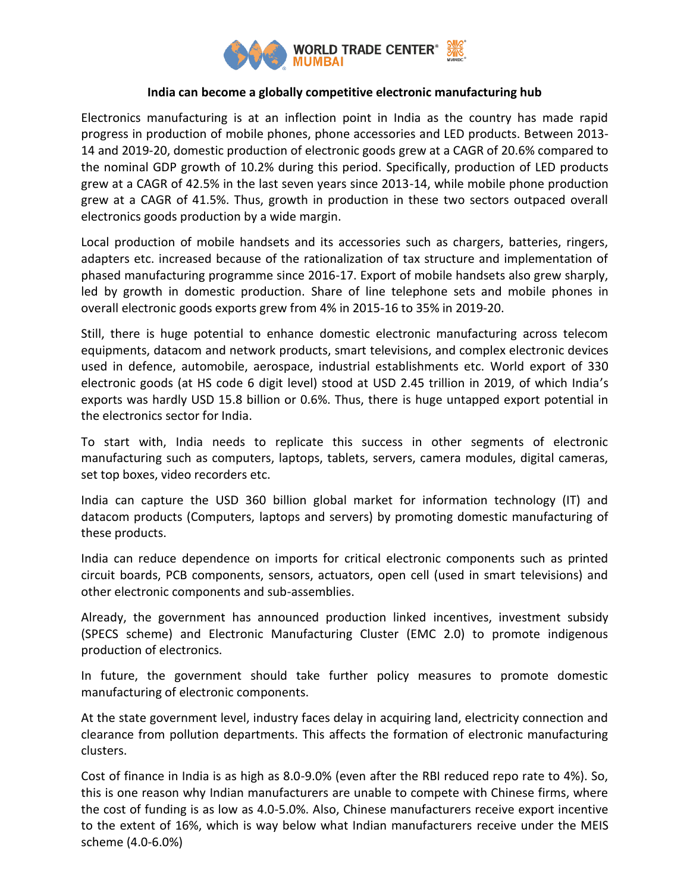## India can become a globally competitive electronic manufacturing hub

Electronics manufacturing is at an inflection point in India as the country has made rapid progress in production of mobile phones, phone accessories and LED products. Between 2013-14 and 2019-20, domestic production of electronic goods grew at a CAGR of 20.6% compared to the nominal GDP growth of 10.2% during this period. Specifically, production of LED products grew at a CAGR of 42.5% in the last seven years since 2013-14, while mobile phone production grew at a CAGR of 41.5%. Thus, growth in production in these two sectors outpaced overall electronics goods production by a wide margin.

Local production of mobile handsets and its accessories such as chargers, batteries, ringers, adapters etc. increased because of the rationalization of tax structure and implementation of phased manufacturing programme since 2016-17. Export of mobile handsets also grew sharply, led by growth in domestic production. Share of line telephone sets and mobile phones in overall electronic goods exports grew from 4% in 2015-16 to 35% in 2019-20.

Still, there is huge potential to enhance domestic electronic manufacturing across telecom equipments, datacom and network products, smart televisions, and complex electronic devices used in defence, automobile, aerospace, industrial establishments etc. World export of 330 electronic goods (at HS code 6 digit level) stood at USD 2.45 trillion in 2019, of which India's exports was hardly USD 15.8 billion or 0.6%. Thus, there is huge untapped export potential in the electronics sector for India.

To start with, India needs to replicate this success in other segments of electronic manufacturing such as computers, laptops, tablets, servers, camera modules, digital cameras, set top boxes, video recorders etc.

India can capture the USD 360 billion global market for information technology (IT) and datacom products (Computers, laptops and servers) by promoting domestic manufacturing of these products.

India can reduce dependence on imports for critical electronic components such as printed circuit boards, PCB components, sensors, actuators, open cell (used in smart televisions) and other electronic components and sub-assemblies.

Already, the government has announced production linked incentives, investment subsidy (SPECS scheme) and Electronic Manufacturing Cluster (EMC 2.0) to promote indigenous production of electronics.

In future, the government should take further policy measures to promote domestic manufacturing of electronic components.

At the state government level, industry faces delay in acquiring land, electricity connection and clearance from pollution departments. This affects the formation of electronic manufacturing clusters.

Cost of finance in India is as high as 8.0-9.0% (even after the RBI reduced repo rate to 4%). So, this is one reason why Indian manufacturers are unable to compete with Chinese firms, where the cost of funding is as low as 4.0-5.0%. Also, Chinese manufacturers receive export incentive to the extent of 16%, which is way below what Indian manufacturers receive under the MEIS scheme (4.0-6.0%)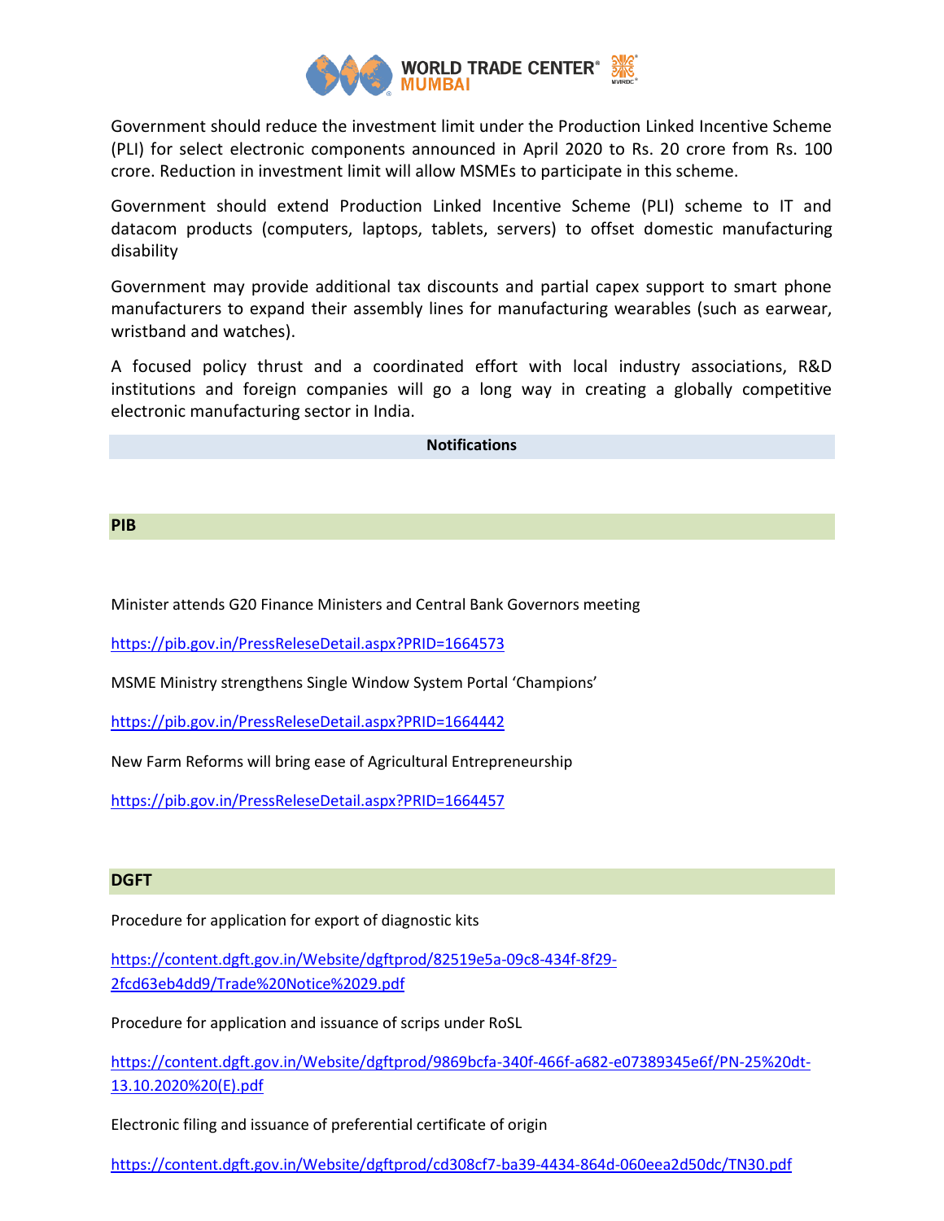Government should reduce the investment limit under the Production Linked Incentive Scheme (PLI) for select electronic components announced in April 2020 to Rs. 20 crore from Rs. 100 crore. Reduction in investment limit will allow MSMEs to participate in this scheme.

Government should extend Production Linked Incentive Scheme (PLI) scheme to IT and datacom products (computers, laptops, tablets, servers) to offset domestic manufacturing disability

Government may provide additional tax discounts and partial capex support to smart phone manufacturers to expand their assembly lines for manufacturing wearables (such as earwear, wristband and watches).

A focused policy thrust and a coordinated effort with local industry associations, R&D institutions and foreign companies will go a long way in creating a globally competitive electronic manufacturing sector in India.

## Notifications

### PIB

Minister attends G20 Finance Ministers and Central Bank Governors meeting

https://pib.gov.in/PressReleseDetail.aspx?PRID=1664573

MSME Ministry strengthens Single Window System Portal 'Champions'

https://pib.gov.in/PressReleseDetail.aspx?PRID=1664442

New Farm Reforms will bring ease of Agricultural Entrepreneurship

https://pib.gov.in/PressReleseDetail.aspx?PRID=1664457

### DGFT

Procedure for application for export of diagnostic kits

https://content.dgft.gov.in/Website/dgftprod/82519e5a-09c8-434f-8f29-2fcd63eb4dd9/Trade%20Notice%2029.pdf

Procedure for application and issuance of scrips under RoSL

https://content.dgft.gov.in/Website/dgftprod/9869bcfa-340f-466f-a682-e07389345e6f/PN-25%20dt-13.10.2020%20(E).pdf

Electronic filing and issuance of preferential certificate of origin

https://content.dgft.gov.in/Website/dgftprod/cd308cf7-ba39-4434-864d-060eea2d50dc/TN30.pdf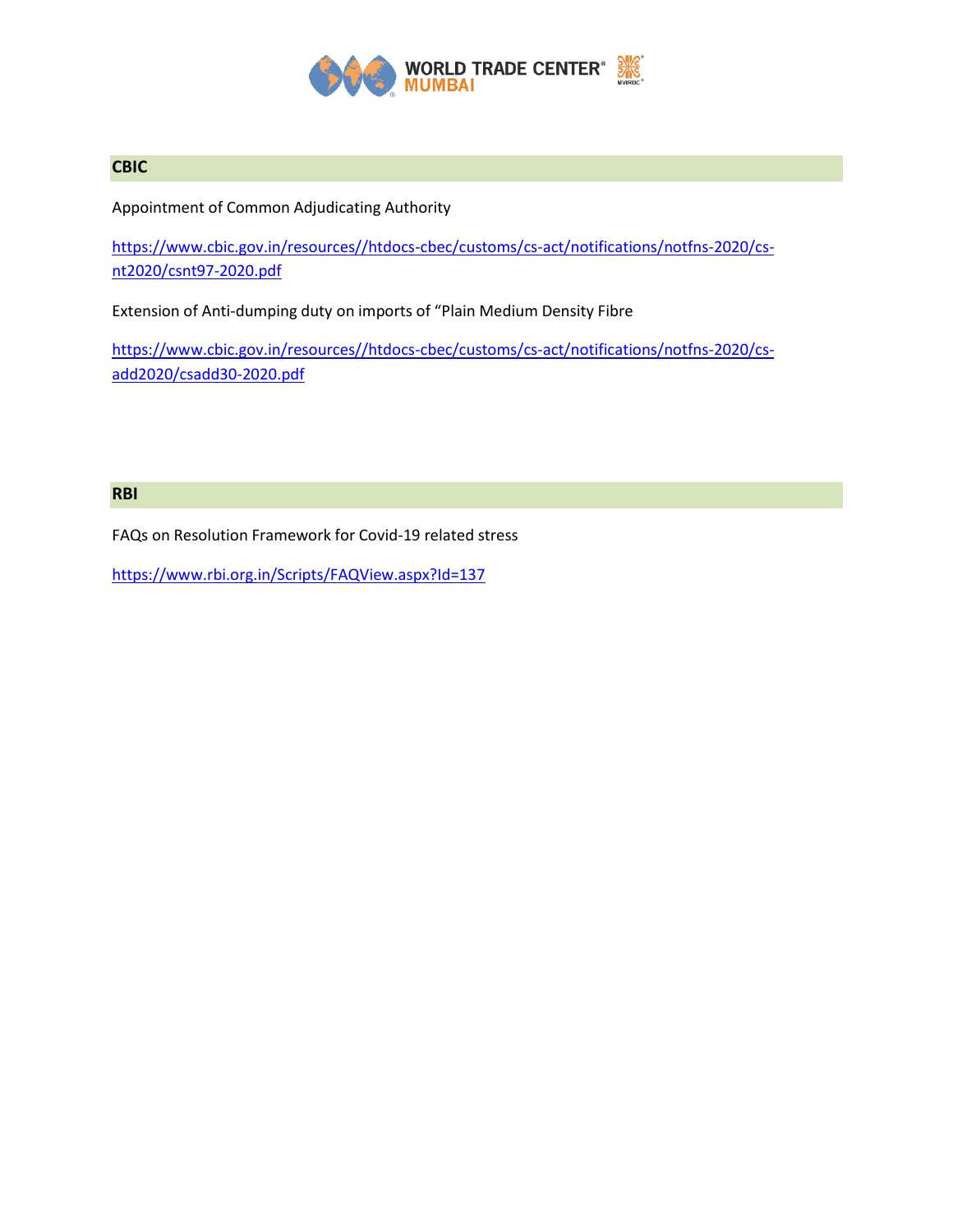## CBIC

Appointment of Common Adjudicating Authority

https://www.cbic.gov.in/resources//htdocs-cbec/customs/cs-act/notifications/notfns-2020/cs-nt2020/csnt97-2020.pdf

Extension of Anti-dumping duty on imports of “Plain Medium Density Fibre

https://www.cbic.gov.in/resources//htdocs-cbec/customs/cs-act/notifications/notfns-2020/cs-add2020/csadd30-2020.pdf

## RBI

FAQs on Resolution Framework for Covid-19 related stress

https://www.rbi.org.in/Scripts/FAQView.aspx?Id=137